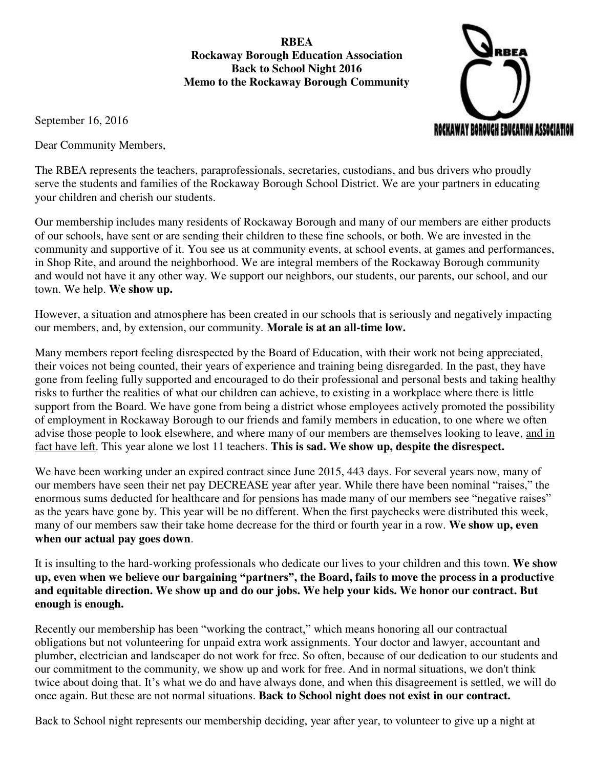**RBEA**
**Rockaway Borough Education Association**
**Back to School Night 2016**
**Memo to the Rockaway Borough Community**

September 16, 2016

Dear Community Members,

The RBEA represents the teachers, paraprofessionals, secretaries, custodians, and bus drivers who proudly serve the students and families of the Rockaway Borough School District. We are your partners in educating your children and cherish our students.

Our membership includes many residents of Rockaway Borough and many of our members are either products of our schools, have sent or are sending their children to these fine schools, or both. We are invested in the community and supportive of it. You see us at community events, at school events, at games and performances, in Shop Rite, and around the neighborhood. We are integral members of the Rockaway Borough community and would not have it any other way. We support our neighbors, our students, our parents, our school, and our town. We help. **We show up.**

However, a situation and atmosphere has been created in our schools that is seriously and negatively impacting our members, and, by extension, our community. **Morale is at an all-time low.**

Many members report feeling disrespected by the Board of Education, with their work not being appreciated, their voices not being counted, their years of experience and training being disregarded. In the past, they have gone from feeling fully supported and encouraged to do their professional and personal bests and taking healthy risks to further the realities of what our children can achieve, to existing in a workplace where there is little support from the Board. We have gone from being a district whose employees actively promoted the possibility of employment in Rockaway Borough to our friends and family members in education, to one where we often advise those people to look elsewhere, and where many of our members are themselves looking to leave, <u>and in fact have left</u>. This year alone we lost 11 teachers. **This is sad. We show up, despite the disrespect.**

We have been working under an expired contract since June 2015, 443 days. For several years now, many of our members have seen their net pay DECREASE year after year. While there have been nominal "raises," the enormous sums deducted for healthcare and for pensions has made many of our members see "negative raises" as the years have gone by. This year will be no different. When the first paychecks were distributed this week, many of our members saw their take home decrease for the third or fourth year in a row. **We show up, even when our actual pay goes down**.

It is insulting to the hard-working professionals who dedicate our lives to your children and this town. **We show up, even when we believe our bargaining "partners", the Board, fails to move the process in a productive and equitable direction. We show up and do our jobs. We help your kids. We honor our contract. But enough is enough.**

Recently our membership has been "working the contract," which means honoring all our contractual obligations but not volunteering for unpaid extra work assignments. Your doctor and lawyer, accountant and plumber, electrician and landscaper do not work for free. So often, because of our dedication to our students and our commitment to the community, we show up and work for free. And in normal situations, we don't think twice about doing that. It's what we do and have always done, and when this disagreement is settled, we will do once again. But these are not normal situations. **Back to School night does not exist in our contract.**

Back to School night represents our membership deciding, year after year, to volunteer to give up a night at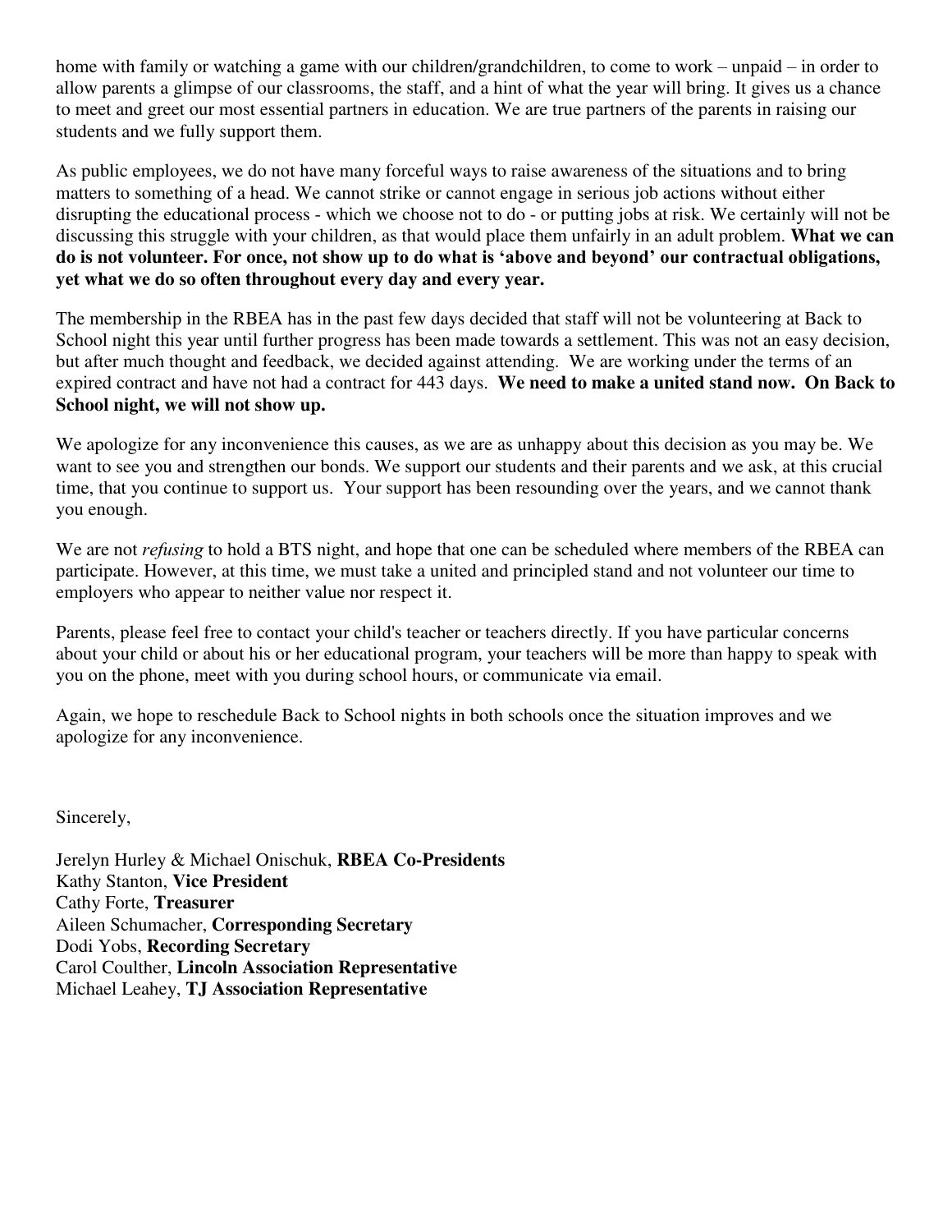home with family or watching a game with our children/grandchildren, to come to work – unpaid – in order to allow parents a glimpse of our classrooms, the staff, and a hint of what the year will bring. It gives us a chance to meet and greet our most essential partners in education. We are true partners of the parents in raising our students and we fully support them.

As public employees, we do not have many forceful ways to raise awareness of the situations and to bring matters to something of a head. We cannot strike or cannot engage in serious job actions without either disrupting the educational process - which we choose not to do - or putting jobs at risk. We certainly will not be discussing this struggle with your children, as that would place them unfairly in an adult problem. **What we can do is not volunteer. For once, not show up to do what is 'above and beyond' our contractual obligations, yet what we do so often throughout every day and every year.**

The membership in the RBEA has in the past few days decided that staff will not be volunteering at Back to School night this year until further progress has been made towards a settlement. This was not an easy decision, but after much thought and feedback, we decided against attending. We are working under the terms of an expired contract and have not had a contract for 443 days. **We need to make a united stand now. On Back to School night, we will not show up.**

We apologize for any inconvenience this causes, as we are as unhappy about this decision as you may be. We want to see you and strengthen our bonds. We support our students and their parents and we ask, at this crucial time, that you continue to support us. Your support has been resounding over the years, and we cannot thank you enough.

We are not *refusing* to hold a BTS night, and hope that one can be scheduled where members of the RBEA can participate. However, at this time, we must take a united and principled stand and not volunteer our time to employers who appear to neither value nor respect it.

Parents, please feel free to contact your child's teacher or teachers directly. If you have particular concerns about your child or about his or her educational program, your teachers will be more than happy to speak with you on the phone, meet with you during school hours, or communicate via email.

Again, we hope to reschedule Back to School nights in both schools once the situation improves and we apologize for any inconvenience.

Sincerely,

Jerelyn Hurley & Michael Onischuk, **RBEA Co-Presidents**
Kathy Stanton, **Vice President**
Cathy Forte, **Treasurer**
Aileen Schumacher, **Corresponding Secretary**
Dodi Yobs, **Recording Secretary**
Carol Coulther, **Lincoln Association Representative**
Michael Leahey, **TJ Association Representative**